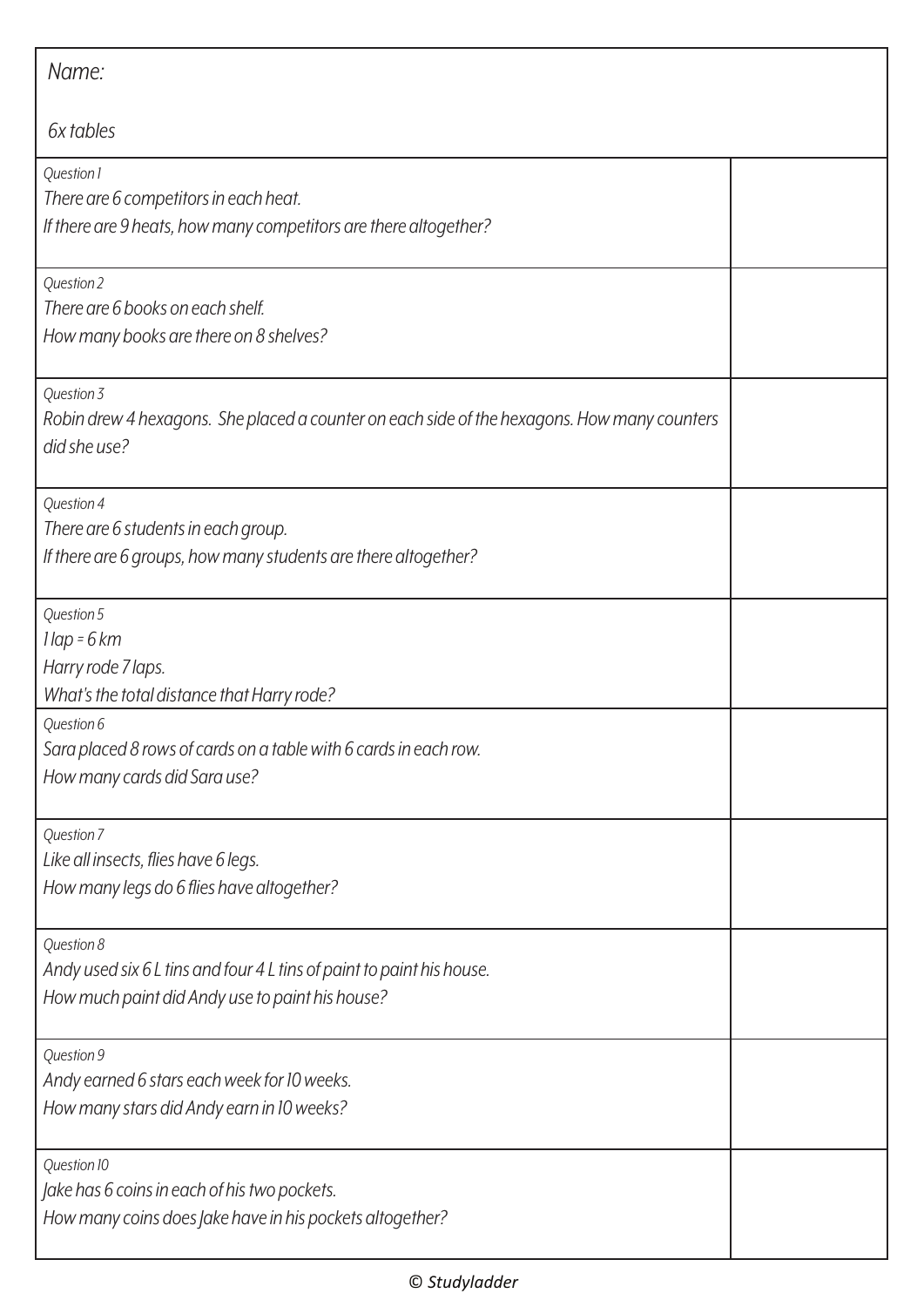Name:

6x tables

| | |
|---|---|
| *Question 1*<br>*There are 6 competitors in each heat.*<br>*If there are 9 heats, how many competitors are there altogether?* | |
| *Question 2*<br>*There are 6 books on each shelf.*<br>*How many books are there on 8 shelves?* | |
| *Question 3*<br>*Robin drew 4 hexagons. She placed a counter on each side of the hexagons. How many counters did she use?* | |
| *Question 4*<br>*There are 6 students in each group.*<br>*If there are 6 groups, how many students are there altogether?* | |
| *Question 5*<br>*1 lap = 6 km*<br>*Harry rode 7 laps.*<br>*What's the total distance that Harry rode?* | |
| *Question 6*<br>*Sara placed 8 rows of cards on a table with 6 cards in each row.*<br>*How many cards did Sara use?* | |
| *Question 7*<br>*Like all insects, flies have 6 legs.*<br>*How many legs do 6 flies have altogether?* | |
| *Question 8*<br>*Andy used six 6 L tins and four 4 L tins of paint to paint his house.*<br>*How much paint did Andy use to paint his house?* | |
| *Question 9*<br>*Andy earned 6 stars each week for 10 weeks.*<br>*How many stars did Andy earn in 10 weeks?* | |
| *Question 10*<br>*Jake has 6 coins in each of his two pockets.*<br>*How many coins does Jake have in his pockets altogether?* | |

© *Studyladder*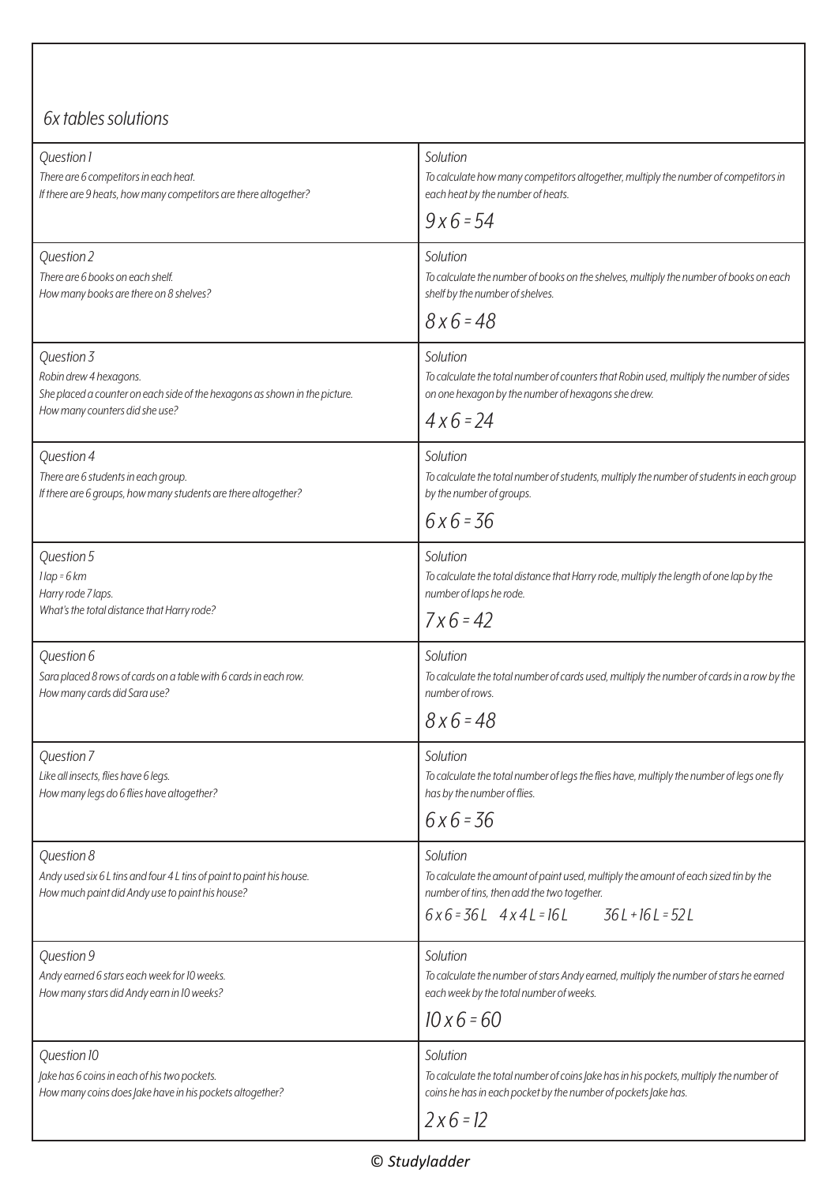## 6x tables solutions

| Question | Solution |
| --- | --- |
| Question 1<br>There are 6 competitors in each heat.<br>If there are 9 heats, how many competitors are there altogether? | Solution<br>To calculate how many competitors altogether, multiply the number of competitors in each heat by the number of heats.<br>$9 \times 6 = 54$ |
| Question 2<br>There are 6 books on each shelf.<br>How many books are there on 8 shelves? | Solution<br>To calculate the number of books on the shelves, multiply the number of books on each shelf by the number of shelves.<br>$8 \times 6 = 48$ |
| Question 3<br>Robin drew 4 hexagons.<br>She placed a counter on each side of the hexagons as shown in the picture.<br>How many counters did she use? | Solution<br>To calculate the total number of counters that Robin used, multiply the number of sides on one hexagon by the number of hexagons she drew.<br>$4 \times 6 = 24$ |
| Question 4<br>There are 6 students in each group.<br>If there are 6 groups, how many students are there altogether? | Solution<br>To calculate the total number of students, multiply the number of students in each group by the number of groups.<br>$6 \times 6 = 36$ |
| Question 5<br>1 lap = 6 km<br>Harry rode 7 laps.<br>What's the total distance that Harry rode? | Solution<br>To calculate the total distance that Harry rode, multiply the length of one lap by the number of laps he rode.<br>$7 \times 6 = 42$ |
| Question 6<br>Sara placed 8 rows of cards on a table with 6 cards in each row.<br>How many cards did Sara use? | Solution<br>To calculate the total number of cards used, multiply the number of cards in a row by the number of rows.<br>$8 \times 6 = 48$ |
| Question 7<br>Like all insects, flies have 6 legs.<br>How many legs do 6 flies have altogether? | Solution<br>To calculate the total number of legs the flies have, multiply the number of legs one fly has by the number of flies.<br>$6 \times 6 = 36$ |
| Question 8<br>Andy used six 6 L tins and four 4 L tins of paint to paint his house.<br>How much paint did Andy use to paint his house? | Solution<br>To calculate the amount of paint used, multiply the amount of each sized tin by the number of tins, then add the two together.<br>$6 \times 6 = 36$ L $\quad 4 \times 4$ L $= 16$ L $\quad 36$ L $+ 16$ L $= 52$ L |
| Question 9<br>Andy earned 6 stars each week for 10 weeks.<br>How many stars did Andy earn in 10 weeks? | Solution<br>To calculate the number of stars Andy earned, multiply the number of stars he earned each week by the total number of weeks.<br>$10 \times 6 = 60$ |
| Question 10<br>Jake has 6 coins in each of his two pockets.<br>How many coins does Jake have in his pockets altogether? | Solution<br>To calculate the total number of coins Jake has in his pockets, multiply the number of coins he has in each pocket by the number of pockets Jake has.<br>$2 \times 6 = 12$ |

© Studyladder